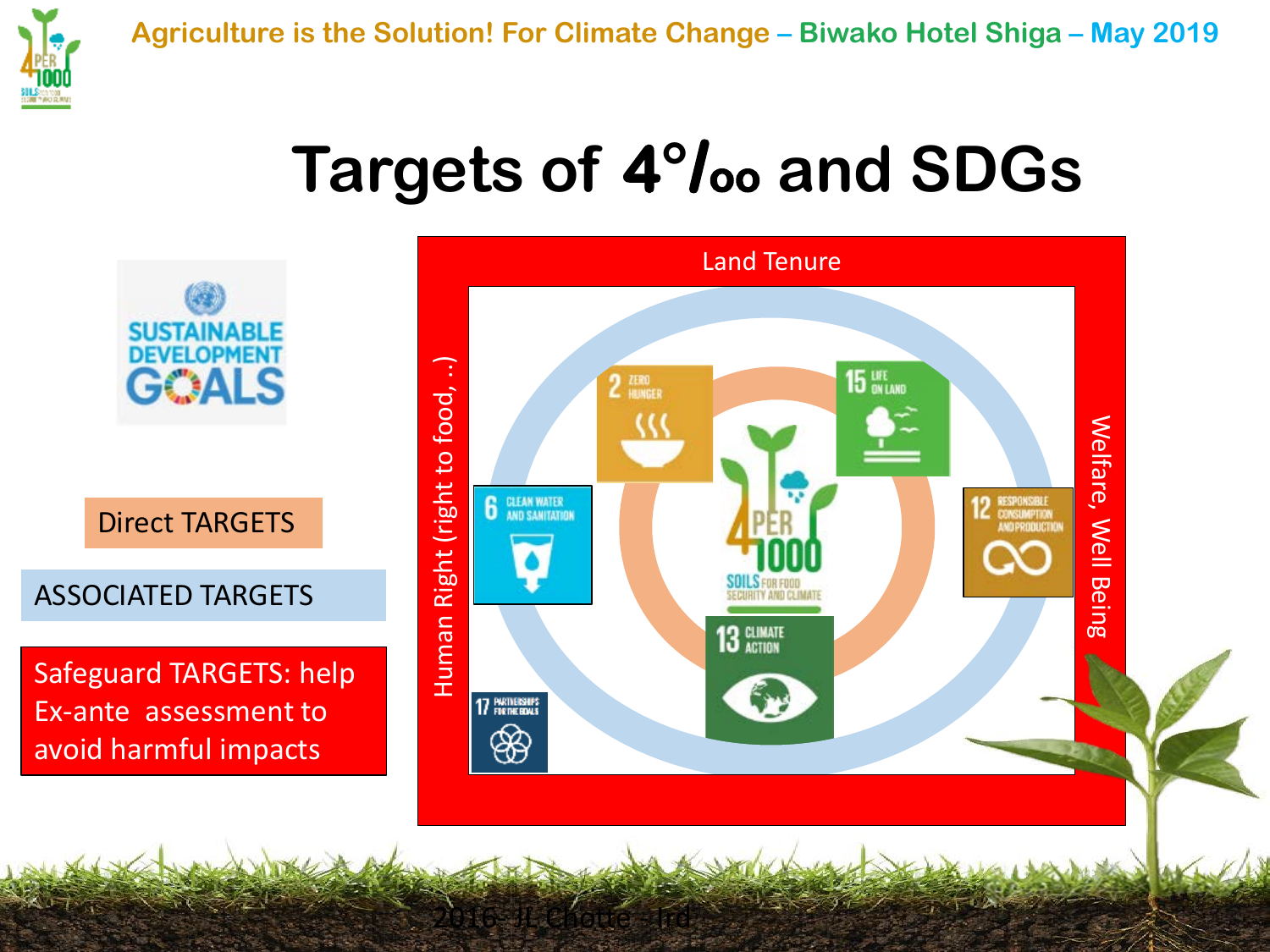# Targets of 4°/₀₀ and SDGs

Direct TARGETS

ASSOCIATED TARGETS

Safeguard TARGETS: help Ex-ante assessment to avoid harmful impacts

Land Tenure

Human Right (right to food, ..)

Welfare, Well Being

2 ZERO HUNGER

15 LIFE ON LAND

6 CLEAN WATER AND SANITATION

12 RESPONSIBLE CONSUMPTION AND PRODUCTION

13 CLIMATE ACTION

17 PARTNERSHIPS FOR THE GOALS

4 PER 1000 SOILS FOR FOOD SECURITY AND CLIMATE

2016- JL Chotte - Ird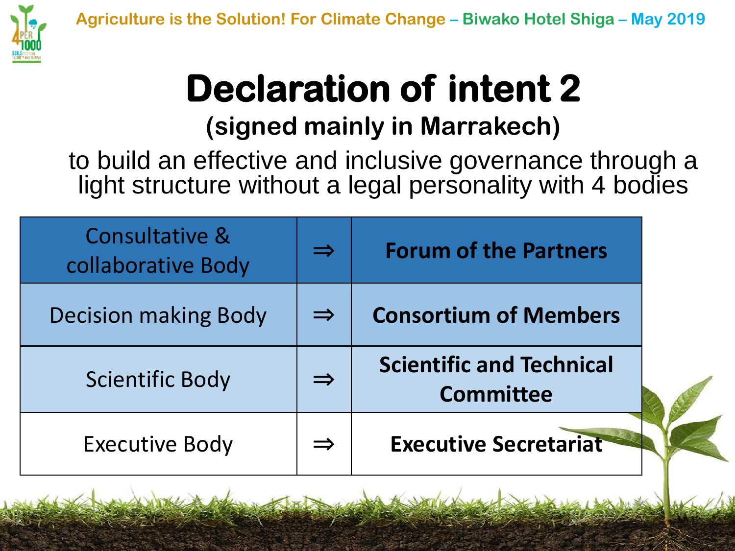# Declaration of intent 2

**(signed mainly in Marrakech)**

to build an effective and inclusive governance through a light structure without a legal personality with 4 bodies

| Consultative & collaborative Body | ⇒ | **Forum of the Partners** |
|---|---|---|
| Decision making Body | ⇒ | **Consortium of Members** |
| Scientific Body | ⇒ | **Scientific and Technical Committee** |
| Executive Body | ⇒ | **Executive Secretariat** |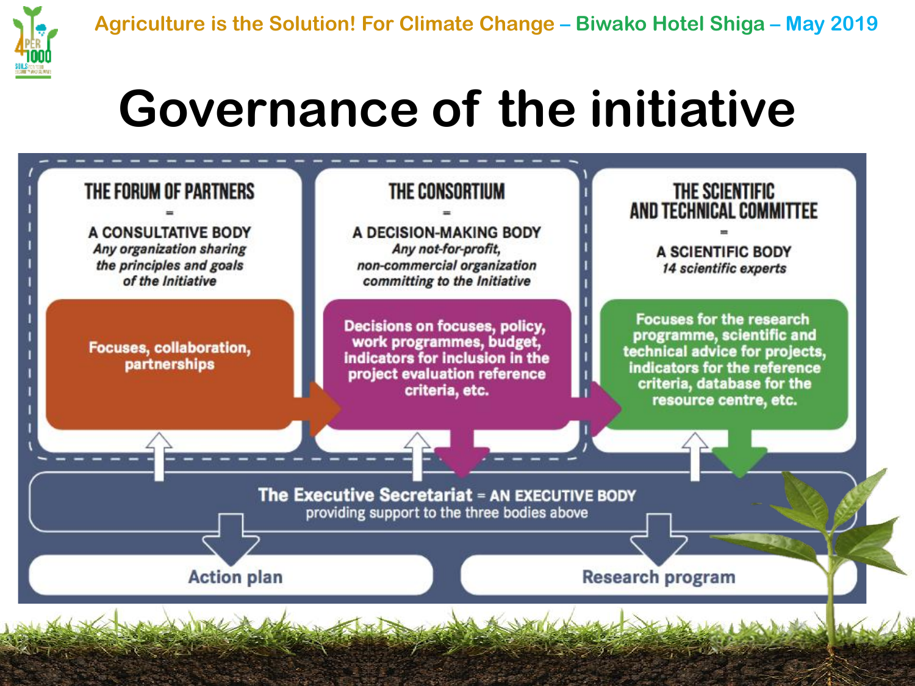# Governance of the initiative

## THE FORUM OF PARTNERS
=
**A CONSULTATIVE BODY**
*Any organization sharing the principles and goals of the Initiative*

**Focuses, collaboration, partnerships**

## THE CONSORTIUM
=
**A DECISION-MAKING BODY**
*Any not-for-profit, non-commercial organization committing to the Initiative*

**Decisions on focuses, policy, work programmes, budget, indicators for inclusion in the project evaluation reference criteria, etc.**

## THE SCIENTIFIC AND TECHNICAL COMMITTEE
=
**A SCIENTIFIC BODY**
*14 scientific experts*

**Focuses for the research programme, scientific and technical advice for projects, indicators for the reference criteria, database for the resource centre, etc.**

**The Executive Secretariat** = **AN EXECUTIVE BODY**
providing support to the three bodies above

- Action plan
- Research program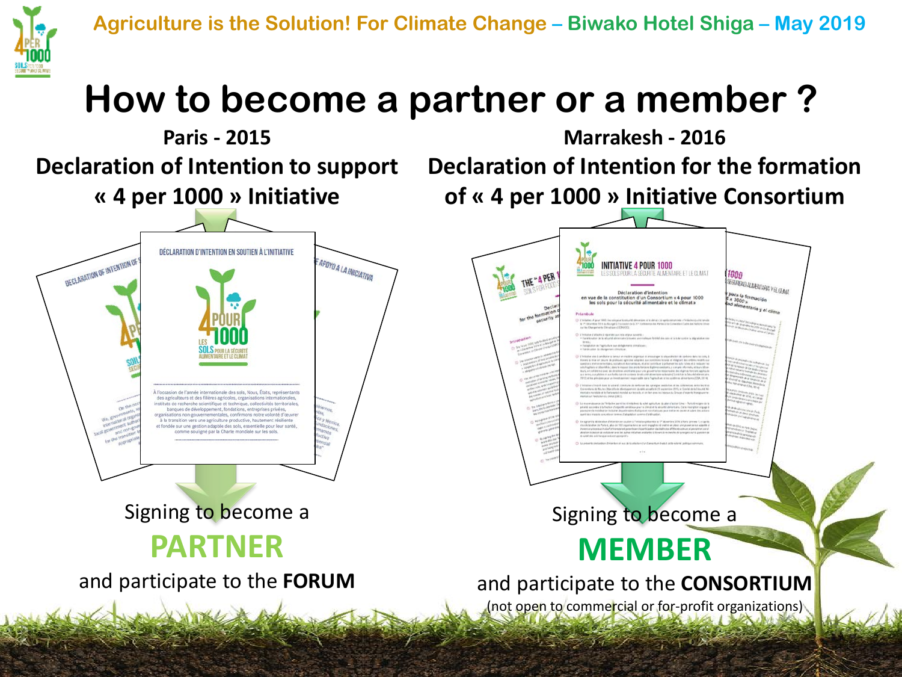# How to become a partner or a member ?

**Paris - 2015**

**Declaration of Intention to support « 4 per 1000 » Initiative**

Signing to become a

**PARTNER**

and participate to the **FORUM**

**Marrakesh - 2016**

**Declaration of Intention for the formation of « 4 per 1000 » Initiative Consortium**

Signing to become a

**MEMBER**

and participate to the **CONSORTIUM**

(not open to commercial or for-profit organizations)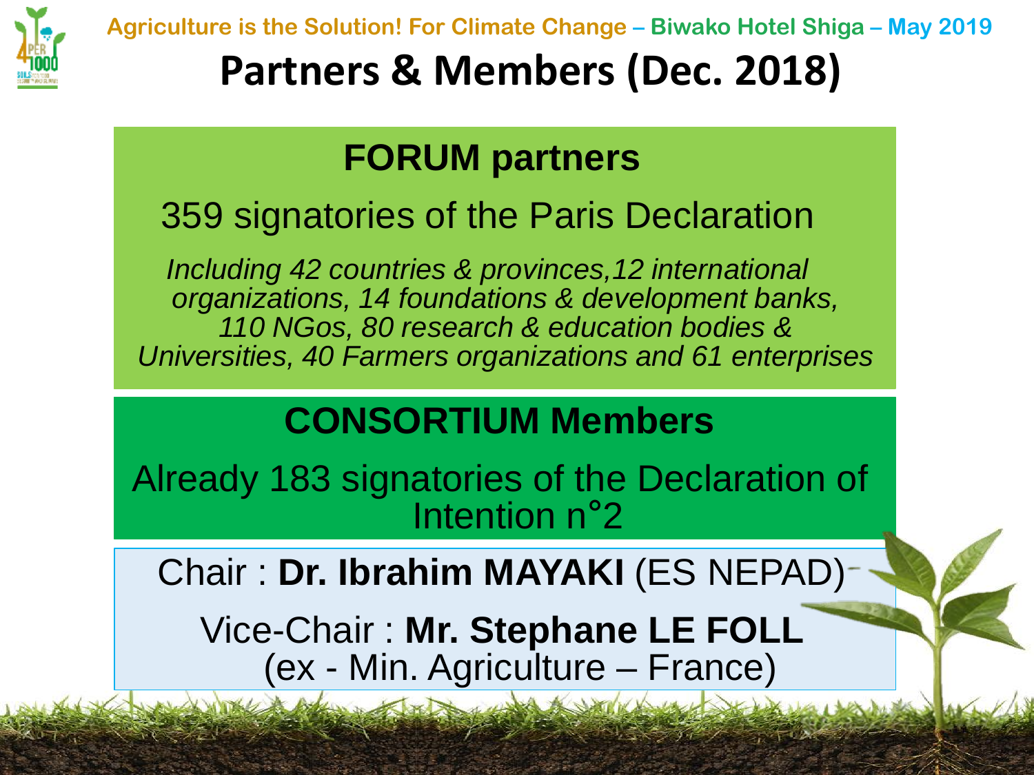# Partners & Members (Dec. 2018)

## FORUM partners

359 signatories of the Paris Declaration

*Including 42 countries & provinces,12 international organizations, 14 foundations & development banks, 110 NGos, 80 research & education bodies & Universities, 40 Farmers organizations and 61 enterprises*

## CONSORTIUM Members

Already 183 signatories of the Declaration of Intention n°2

Chair : **Dr. Ibrahim MAYAKI** (ES NEPAD)

Vice-Chair : **Mr. Stephane LE FOLL** (ex - Min. Agriculture – France)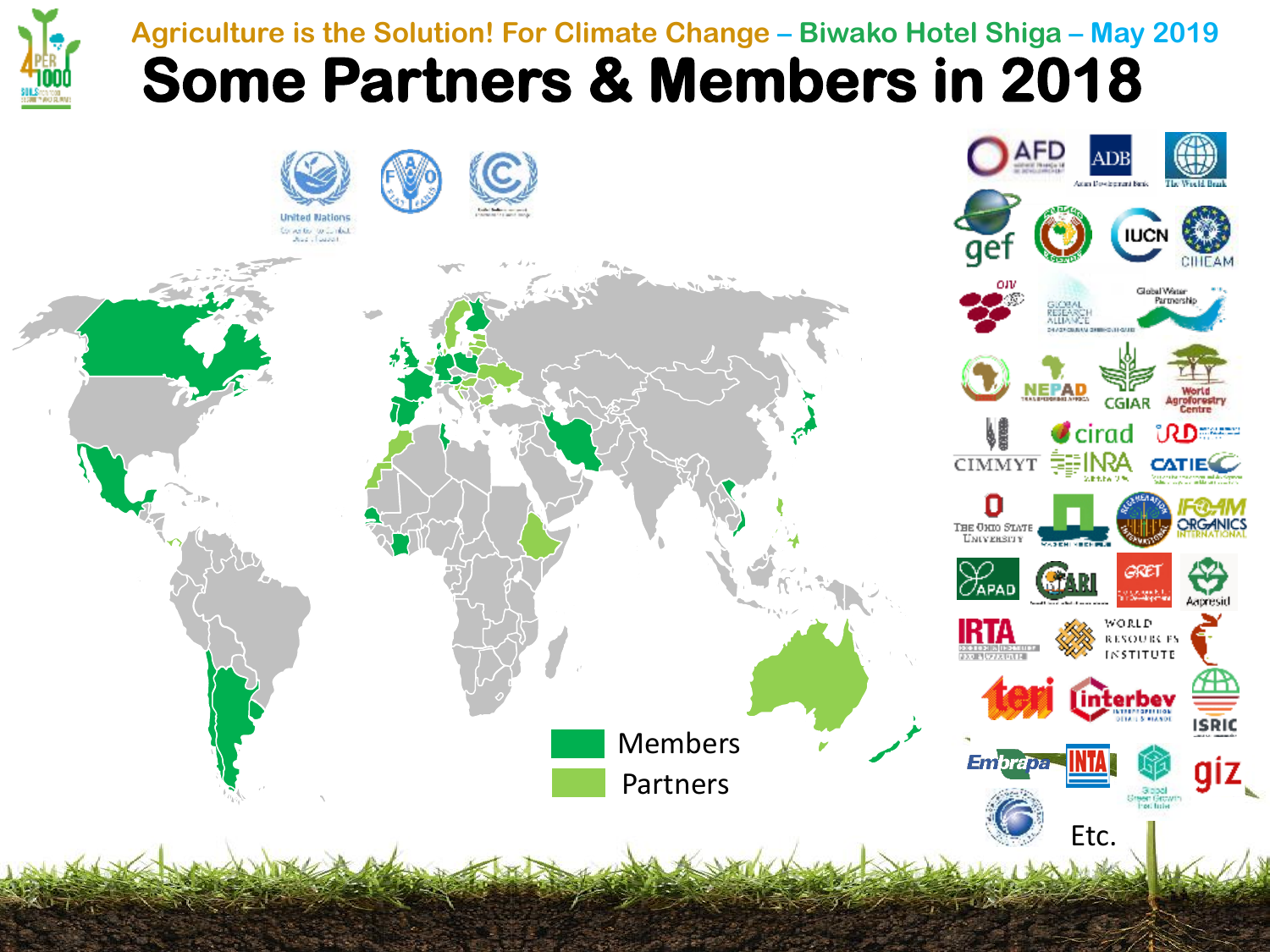Agriculture is the Solution! For Climate Change – Biwako Hotel Shiga – May 2019

# Some Partners & Members in 2018

Members

Partners

Etc.